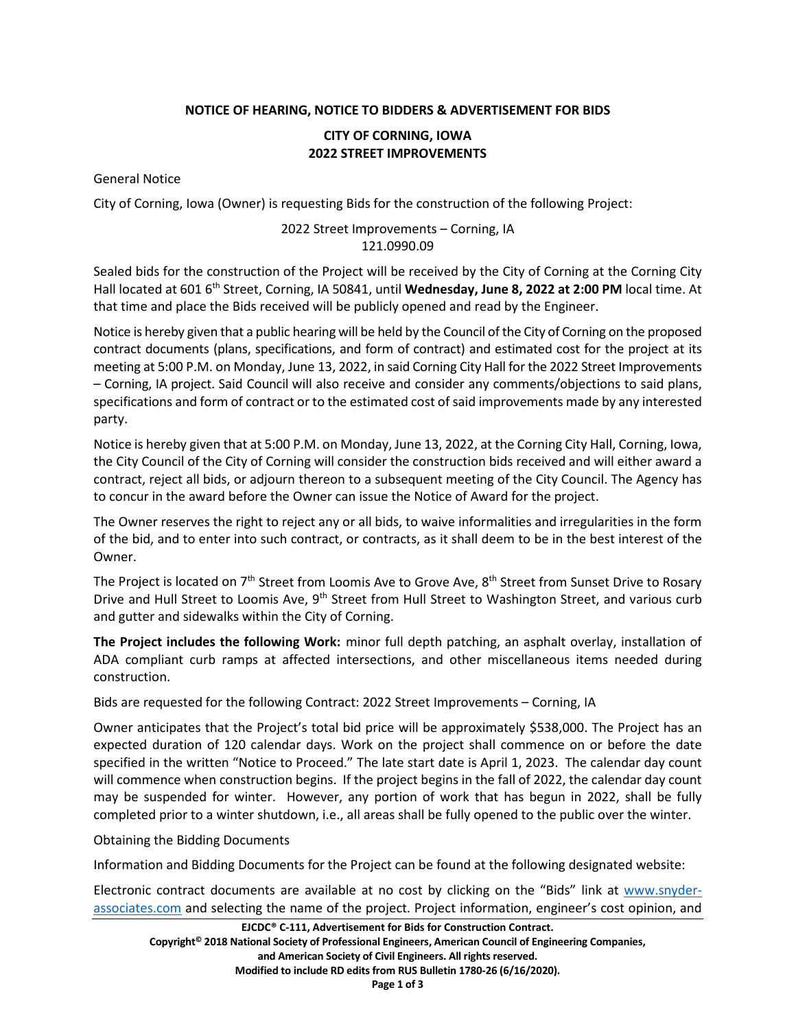## NOTICE OF HEARING, NOTICE TO BIDDERS & ADVERTISEMENT FOR BIDS

### CITY OF CORNING, IOWA
### 2022 STREET IMPROVEMENTS

General Notice

City of Corning, Iowa (Owner) is requesting Bids for the construction of the following Project:

2022 Street Improvements – Corning, IA
121.0990.09

Sealed bids for the construction of the Project will be received by the City of Corning at the Corning City Hall located at 601 6th Street, Corning, IA 50841, until **Wednesday, June 8, 2022 at 2:00 PM** local time. At that time and place the Bids received will be publicly opened and read by the Engineer.

Notice is hereby given that a public hearing will be held by the Council of the City of Corning on the proposed contract documents (plans, specifications, and form of contract) and estimated cost for the project at its meeting at 5:00 P.M. on Monday, June 13, 2022, in said Corning City Hall for the 2022 Street Improvements – Corning, IA project. Said Council will also receive and consider any comments/objections to said plans, specifications and form of contract or to the estimated cost of said improvements made by any interested party.

Notice is hereby given that at 5:00 P.M. on Monday, June 13, 2022, at the Corning City Hall, Corning, Iowa, the City Council of the City of Corning will consider the construction bids received and will either award a contract, reject all bids, or adjourn thereon to a subsequent meeting of the City Council. The Agency has to concur in the award before the Owner can issue the Notice of Award for the project.

The Owner reserves the right to reject any or all bids, to waive informalities and irregularities in the form of the bid, and to enter into such contract, or contracts, as it shall deem to be in the best interest of the Owner.

The Project is located on 7th Street from Loomis Ave to Grove Ave, 8th Street from Sunset Drive to Rosary Drive and Hull Street to Loomis Ave, 9th Street from Hull Street to Washington Street, and various curb and gutter and sidewalks within the City of Corning.

**The Project includes the following Work:** minor full depth patching, an asphalt overlay, installation of ADA compliant curb ramps at affected intersections, and other miscellaneous items needed during construction.

Bids are requested for the following Contract: 2022 Street Improvements – Corning, IA

Owner anticipates that the Project's total bid price will be approximately $538,000. The Project has an expected duration of 120 calendar days. Work on the project shall commence on or before the date specified in the written "Notice to Proceed." The late start date is April 1, 2023. The calendar day count will commence when construction begins. If the project begins in the fall of 2022, the calendar day count may be suspended for winter. However, any portion of work that has begun in 2022, shall be fully completed prior to a winter shutdown, i.e., all areas shall be fully opened to the public over the winter.

Obtaining the Bidding Documents

Information and Bidding Documents for the Project can be found at the following designated website:

Electronic contract documents are available at no cost by clicking on the "Bids" link at www.snyder-associates.com and selecting the name of the project. Project information, engineer's cost opinion, and

**EJCDC® C-111, Advertisement for Bids for Construction Contract.**
**Copyright© 2018 National Society of Professional Engineers, American Council of Engineering Companies, and American Society of Civil Engineers. All rights reserved.**
**Modified to include RD edits from RUS Bulletin 1780-26 (6/16/2020).**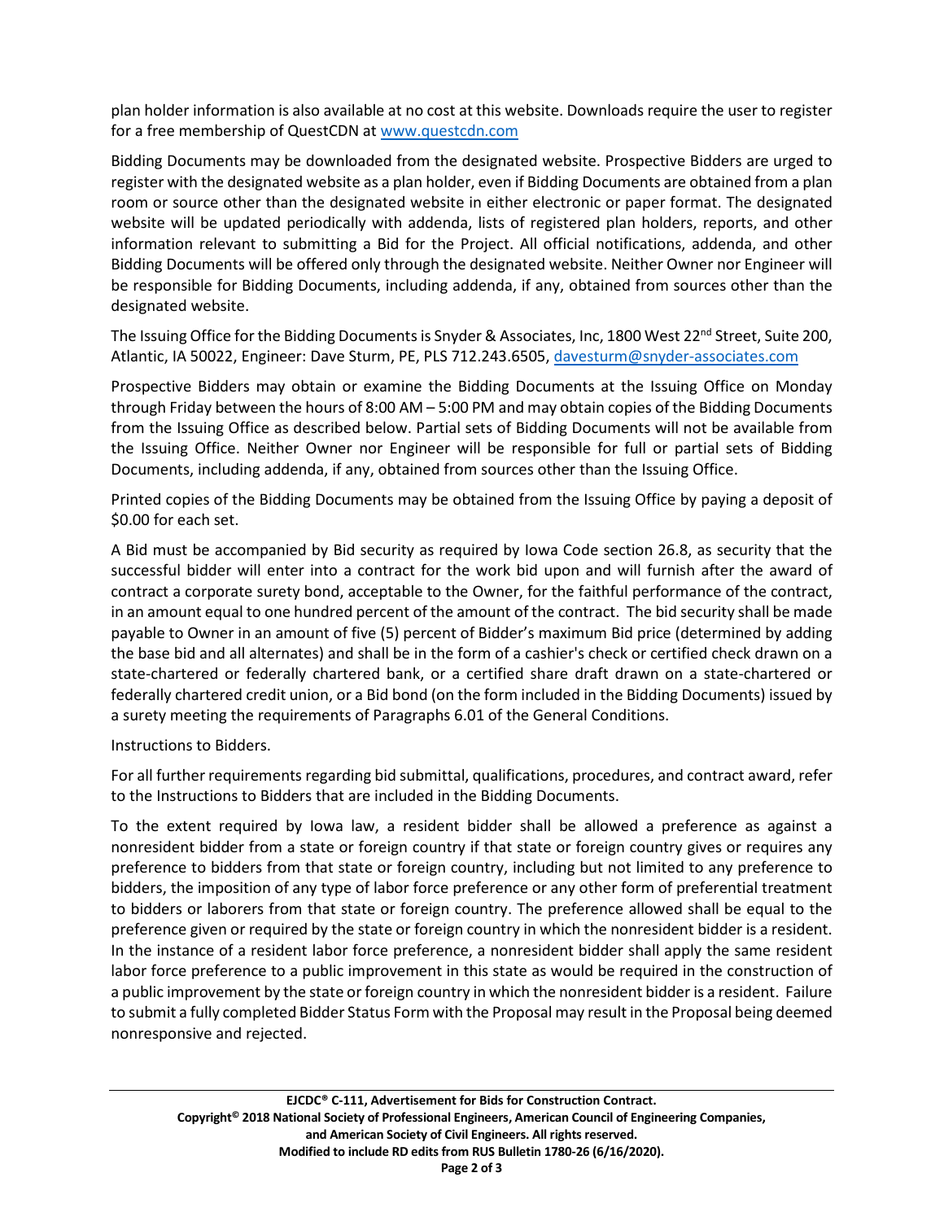plan holder information is also available at no cost at this website. Downloads require the user to register for a free membership of QuestCDN at www.questcdn.com

Bidding Documents may be downloaded from the designated website. Prospective Bidders are urged to register with the designated website as a plan holder, even if Bidding Documents are obtained from a plan room or source other than the designated website in either electronic or paper format. The designated website will be updated periodically with addenda, lists of registered plan holders, reports, and other information relevant to submitting a Bid for the Project. All official notifications, addenda, and other Bidding Documents will be offered only through the designated website. Neither Owner nor Engineer will be responsible for Bidding Documents, including addenda, if any, obtained from sources other than the designated website.

The Issuing Office for the Bidding Documents is Snyder & Associates, Inc, 1800 West 22nd Street, Suite 200, Atlantic, IA 50022, Engineer: Dave Sturm, PE, PLS 712.243.6505, davesturm@snyder-associates.com

Prospective Bidders may obtain or examine the Bidding Documents at the Issuing Office on Monday through Friday between the hours of 8:00 AM – 5:00 PM and may obtain copies of the Bidding Documents from the Issuing Office as described below. Partial sets of Bidding Documents will not be available from the Issuing Office. Neither Owner nor Engineer will be responsible for full or partial sets of Bidding Documents, including addenda, if any, obtained from sources other than the Issuing Office.

Printed copies of the Bidding Documents may be obtained from the Issuing Office by paying a deposit of $0.00 for each set.

A Bid must be accompanied by Bid security as required by Iowa Code section 26.8, as security that the successful bidder will enter into a contract for the work bid upon and will furnish after the award of contract a corporate surety bond, acceptable to the Owner, for the faithful performance of the contract, in an amount equal to one hundred percent of the amount of the contract. The bid security shall be made payable to Owner in an amount of five (5) percent of Bidder's maximum Bid price (determined by adding the base bid and all alternates) and shall be in the form of a cashier's check or certified check drawn on a state-chartered or federally chartered bank, or a certified share draft drawn on a state-chartered or federally chartered credit union, or a Bid bond (on the form included in the Bidding Documents) issued by a surety meeting the requirements of Paragraphs 6.01 of the General Conditions.

Instructions to Bidders.

For all further requirements regarding bid submittal, qualifications, procedures, and contract award, refer to the Instructions to Bidders that are included in the Bidding Documents.

To the extent required by Iowa law, a resident bidder shall be allowed a preference as against a nonresident bidder from a state or foreign country if that state or foreign country gives or requires any preference to bidders from that state or foreign country, including but not limited to any preference to bidders, the imposition of any type of labor force preference or any other form of preferential treatment to bidders or laborers from that state or foreign country. The preference allowed shall be equal to the preference given or required by the state or foreign country in which the nonresident bidder is a resident. In the instance of a resident labor force preference, a nonresident bidder shall apply the same resident labor force preference to a public improvement in this state as would be required in the construction of a public improvement by the state or foreign country in which the nonresident bidder is a resident. Failure to submit a fully completed Bidder Status Form with the Proposal may result in the Proposal being deemed nonresponsive and rejected.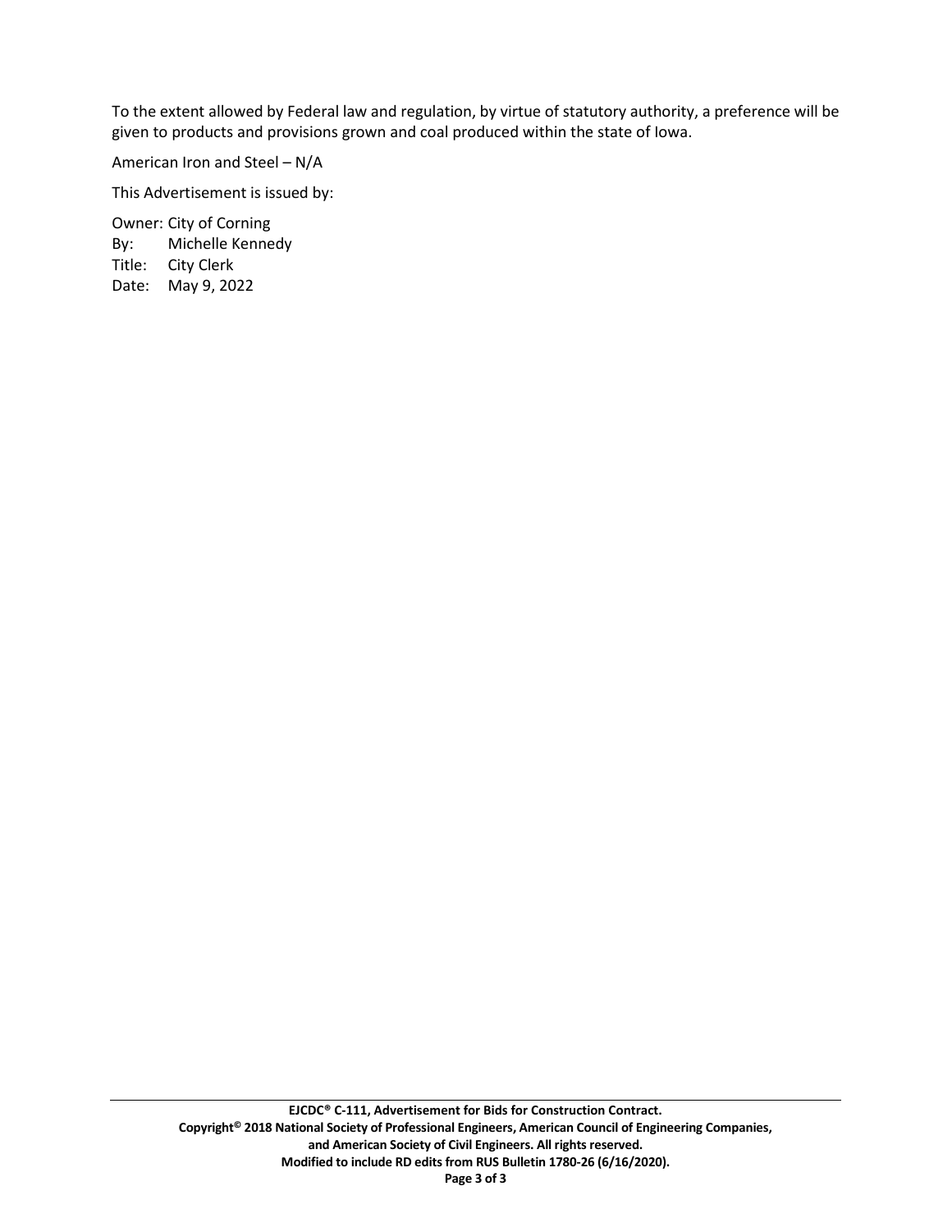To the extent allowed by Federal law and regulation, by virtue of statutory authority, a preference will be given to products and provisions grown and coal produced within the state of Iowa.

American Iron and Steel – N/A

This Advertisement is issued by:

Owner: City of Corning
By: Michelle Kennedy
Title: City Clerk
Date: May 9, 2022